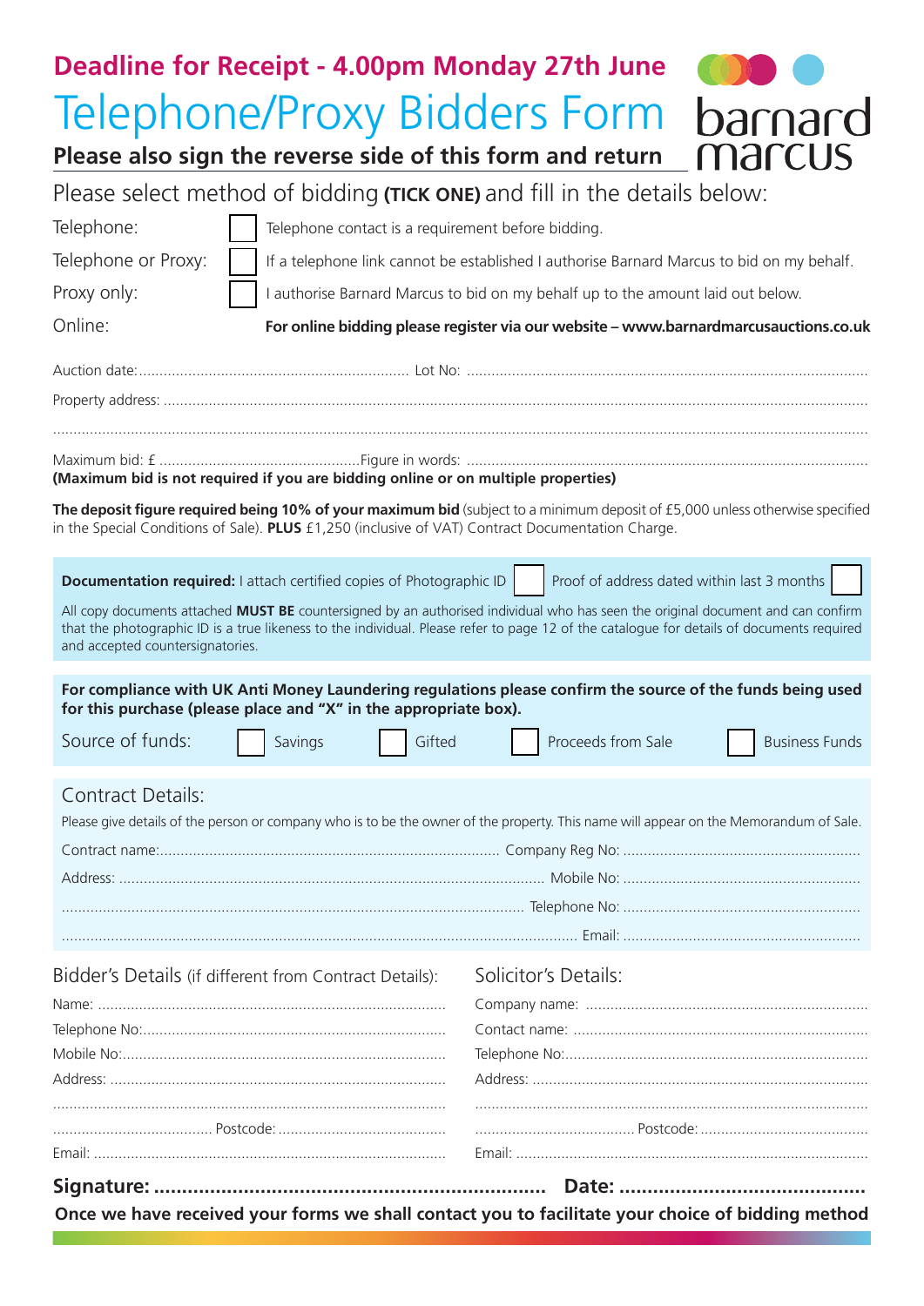**Deadline for Receipt - 4.00pm Monday 27th June**

# Telephone/Proxy Bidders Form

barnard marcus

**Please also sign the reverse side of this form and return**

## Please select method of bidding **(TICK ONE)** and fill in the details below:

| | | |
|---|---|---|
| Telephone: | ☐ | Telephone contact is a requirement before bidding. |
| Telephone or Proxy: | ☐ | If a telephone link cannot be established I authorise Barnard Marcus to bid on my behalf. |
| Proxy only: | ☐ | I authorise Barnard Marcus to bid on my behalf up to the amount laid out below. |
| Online: | | **For online bidding please register via our website – www.barnardmarcusauctions.co.uk** |

Auction date:.................................................................. Lot No: ..................................................................

Property address: ..................................................................

..................................................................

Maximum bid: £ ................................................Figure in words: ..................................................................

**(Maximum bid is not required if you are bidding online or on multiple properties)**

**The deposit figure required being 10% of your maximum bid** (subject to a minimum deposit of £5,000 unless otherwise specified in the Special Conditions of Sale). **PLUS** £1,250 (inclusive of VAT) Contract Documentation Charge.

**Documentation required:** I attach certified copies of Photographic ID ☐ Proof of address dated within last 3 months ☐

All copy documents attached **MUST BE** countersigned by an authorised individual who has seen the original document and can confirm that the photographic ID is a true likeness to the individual. Please refer to page 12 of the catalogue for details of documents required and accepted countersignatories.

**For compliance with UK Anti Money Laundering regulations please confirm the source of the funds being used for this purchase (please place and "X" in the appropriate box).**

Source of funds: ☐ Savings ☐ Gifted ☐ Proceeds from Sale ☐ Business Funds

## Contract Details:

Please give details of the person or company who is to be the owner of the property. This name will appear on the Memorandum of Sale.

Contract name:.................................................................. Company Reg No: ..................................................................

Address: .................................................................. Mobile No: ..................................................................

.................................................................. Telephone No: ..................................................................

.................................................................. Email: ..................................................................

## Bidder's Details (if different from Contract Details):

Name: ..................................................................

Telephone No:..................................................................

Mobile No:..................................................................

Address: ..................................................................

..................................................................

.................................... Postcode: ....................................

Email: ..................................................................

## Solicitor's Details:

Company name: ..................................................................

Contact name: ..................................................................

Telephone No:..................................................................

Address: ..................................................................

..................................................................

.................................... Postcode: ....................................

Email: ..................................................................

**Signature: .................................................................. Date: ..........................................**

**Once we have received your forms we shall contact you to facilitate your choice of bidding method**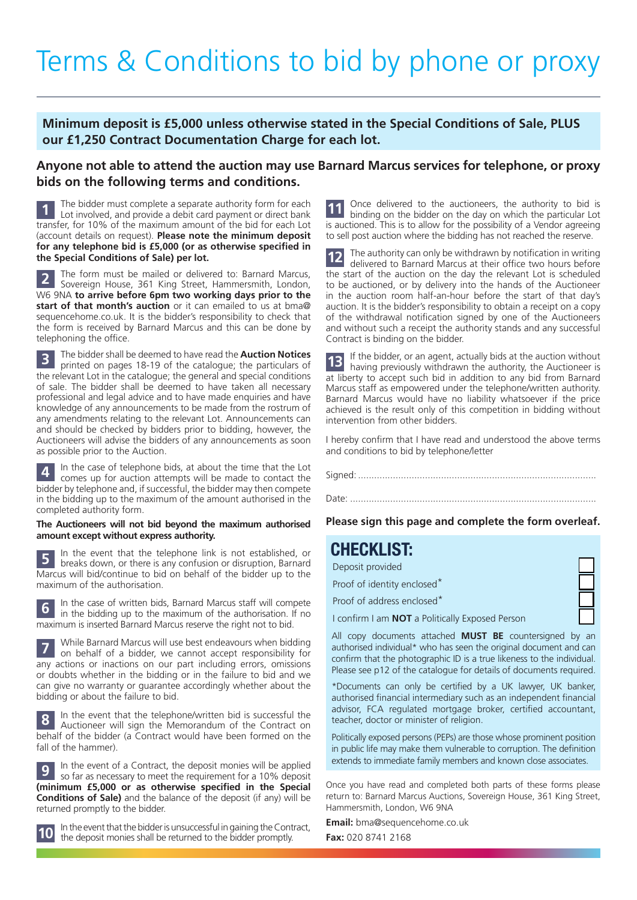# Terms & Conditions to bid by phone or proxy

**Minimum deposit is £5,000 unless otherwise stated in the Special Conditions of Sale, PLUS our £1,250 Contract Documentation Charge for each lot.**

## Anyone not able to attend the auction may use Barnard Marcus services for telephone, or proxy bids on the following terms and conditions.

**1** The bidder must complete a separate authority form for each Lot involved, and provide a debit card payment or direct bank transfer, for 10% of the maximum amount of the bid for each Lot (account details on request). **Please note the minimum deposit for any telephone bid is £5,000 (or as otherwise specified in the Special Conditions of Sale) per lot.**

**2** The form must be mailed or delivered to: Barnard Marcus, Sovereign House, 361 King Street, Hammersmith, London, W6 9NA **to arrive before 6pm two working days prior to the start of that month's auction** or it can emailed to us at bma@sequencehome.co.uk. It is the bidder's responsibility to check that the form is received by Barnard Marcus and this can be done by telephoning the office.

**3** The bidder shall be deemed to have read the **Auction Notices** printed on pages 18-19 of the catalogue; the particulars of the relevant Lot in the catalogue; the general and special conditions of sale. The bidder shall be deemed to have taken all necessary professional and legal advice and to have made enquiries and have knowledge of any announcements to be made from the rostrum of any amendments relating to the relevant Lot. Announcements can and should be checked by bidders prior to bidding, however, the Auctioneers will advise the bidders of any announcements as soon as possible prior to the Auction.

**4** In the case of telephone bids, at about the time that the Lot comes up for auction attempts will be made to contact the bidder by telephone and, if successful, the bidder may then compete in the bidding up to the maximum of the amount authorised in the completed authority form.

**The Auctioneers will not bid beyond the maximum authorised amount except without express authority.**

**5** In the event that the telephone link is not established, or breaks down, or there is any confusion or disruption, Barnard Marcus will bid/continue to bid on behalf of the bidder up to the maximum of the authorisation.

**6** In the case of written bids, Barnard Marcus staff will compete in the bidding up to the maximum of the authorisation. If no maximum is inserted Barnard Marcus reserve the right not to bid.

**7** While Barnard Marcus will use best endeavours when bidding on behalf of a bidder, we cannot accept responsibility for any actions or inactions on our part including errors, omissions or doubts whether in the bidding or in the failure to bid and we can give no warranty or guarantee accordingly whether about the bidding or about the failure to bid.

**8** In the event that the telephone/written bid is successful the Auctioneer will sign the Memorandum of the Contract on behalf of the bidder (a Contract would have been formed on the fall of the hammer).

**9** In the event of a Contract, the deposit monies will be applied so far as necessary to meet the requirement for a 10% deposit **(minimum £5,000 or as otherwise specified in the Special Conditions of Sale)** and the balance of the deposit (if any) will be returned promptly to the bidder.

**10** In the event that the bidder is unsuccessful in gaining the Contract, the deposit monies shall be returned to the bidder promptly.

**11** Once delivered to the auctioneers, the authority to bid is binding on the bidder on the day on which the particular Lot is auctioned. This is to allow for the possibility of a Vendor agreeing to sell post auction where the bidding has not reached the reserve.

**12** The authority can only be withdrawn by notification in writing delivered to Barnard Marcus at their office two hours before the start of the auction on the day the relevant Lot is scheduled to be auctioned, or by delivery into the hands of the Auctioneer in the auction room half-an-hour before the start of that day's auction. It is the bidder's responsibility to obtain a receipt on a copy of the withdrawal notification signed by one of the Auctioneers and without such a receipt the authority stands and any successful Contract is binding on the bidder.

**13** If the bidder, or an agent, actually bids at the auction without having previously withdrawn the authority, the Auctioneer is at liberty to accept such bid in addition to any bid from Barnard Marcus staff as empowered under the telephone/written authority. Barnard Marcus would have no liability whatsoever if the price achieved is the result only of this competition in bidding without intervention from other bidders.

I hereby confirm that I have read and understood the above terms and conditions to bid by telephone/letter

Signed: ........................................................................................

Date: ...........................................................................................

**Please sign this page and complete the form overleaf.**

## CHECKLIST:

- Deposit provided ☐
- Proof of identity enclosed* ☐
- Proof of address enclosed* ☐
- I confirm I am **NOT** a Politically Exposed Person ☐

All copy documents attached **MUST BE** countersigned by an authorised individual* who has seen the original document and can confirm that the photographic ID is a true likeness to the individual. Please see p12 of the catalogue for details of documents required.

*Documents can only be certified by a UK lawyer, UK banker, authorised financial intermediary such as an independent financial advisor, FCA regulated mortgage broker, certified accountant, teacher, doctor or minister of religion.

Politically exposed persons (PEPs) are those whose prominent position in public life may make them vulnerable to corruption. The definition extends to immediate family members and known close associates.

Once you have read and completed both parts of these forms please return to: Barnard Marcus Auctions, Sovereign House, 361 King Street, Hammersmith, London, W6 9NA

**Email:** bma@sequencehome.co.uk

**Fax:** 020 8741 2168